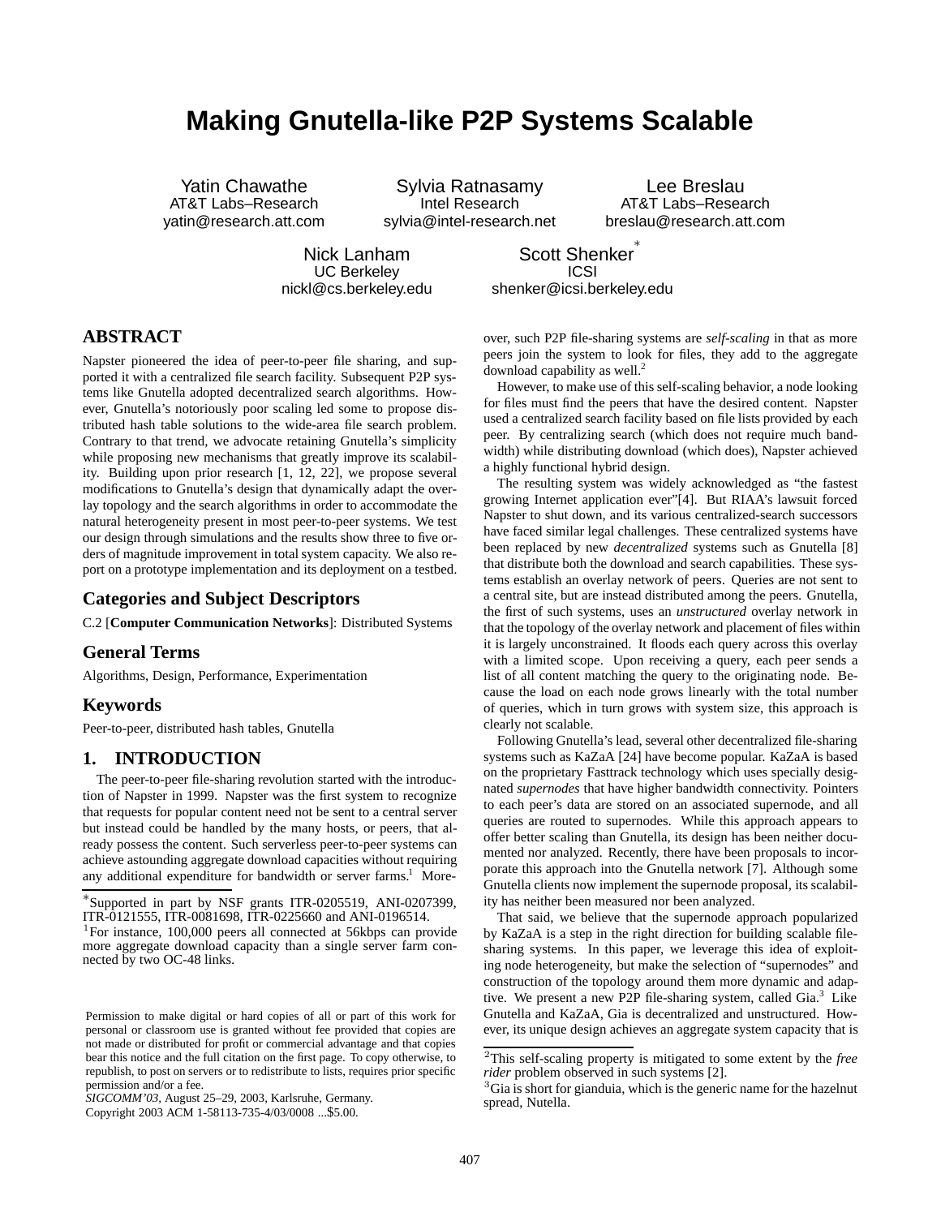# Making Gnutella-like P2P Systems Scalable

Yatin Chawathe
AT&T Labs–Research
yatin@research.att.com

Sylvia Ratnasamy
Intel Research
sylvia@intel-research.net

Lee Breslau
AT&T Labs–Research
breslau@research.att.com

Nick Lanham
UC Berkeley
nickl@cs.berkeley.edu

Scott Shenker[*]
ICSI
shenker@icsi.berkeley.edu

## ABSTRACT

Napster pioneered the idea of peer-to-peer file sharing, and supported it with a centralized file search facility. Subsequent P2P systems like Gnutella adopted decentralized search algorithms. However, Gnutella's notoriously poor scaling led some to propose distributed hash table solutions to the wide-area file search problem. Contrary to that trend, we advocate retaining Gnutella's simplicity while proposing new mechanisms that greatly improve its scalability. Building upon prior research [1, 12, 22], we propose several modifications to Gnutella's design that dynamically adapt the overlay topology and the search algorithms in order to accommodate the natural heterogeneity present in most peer-to-peer systems. We test our design through simulations and the results show three to five orders of magnitude improvement in total system capacity. We also report on a prototype implementation and its deployment on a testbed.

## Categories and Subject Descriptors

C.2 [**Computer Communication Networks**]: Distributed Systems

## General Terms

Algorithms, Design, Performance, Experimentation

## Keywords

Peer-to-peer, distributed hash tables, Gnutella

## 1. INTRODUCTION

The peer-to-peer file-sharing revolution started with the introduction of Napster in 1999. Napster was the first system to recognize that requests for popular content need not be sent to a central server but instead could be handled by the many hosts, or peers, that already possess the content. Such serverless peer-to-peer systems can achieve astounding aggregate download capacities without requiring any additional expenditure for bandwidth or server farms.[1] Moreover, such P2P file-sharing systems are *self-scaling* in that as more peers join the system to look for files, they add to the aggregate download capability as well.[2]

However, to make use of this self-scaling behavior, a node looking for files must find the peers that have the desired content. Napster used a centralized search facility based on file lists provided by each peer. By centralizing search (which does not require much bandwidth) while distributing download (which does), Napster achieved a highly functional hybrid design.

The resulting system was widely acknowledged as "the fastest growing Internet application ever"[4]. But RIAA's lawsuit forced Napster to shut down, and its various centralized-search successors have faced similar legal challenges. These centralized systems have been replaced by new *decentralized* systems such as Gnutella [8] that distribute both the download and search capabilities. These systems establish an overlay network of peers. Queries are not sent to a central site, but are instead distributed among the peers. Gnutella, the first of such systems, uses an *unstructured* overlay network in that the topology of the overlay network and placement of files within it is largely unconstrained. It floods each query across this overlay with a limited scope. Upon receiving a query, each peer sends a list of all content matching the query to the originating node. Because the load on each node grows linearly with the total number of queries, which in turn grows with system size, this approach is clearly not scalable.

Following Gnutella's lead, several other decentralized file-sharing systems such as KaZaA [24] have become popular. KaZaA is based on the proprietary Fasttrack technology which uses specially designated *supernodes* that have higher bandwidth connectivity. Pointers to each peer's data are stored on an associated supernode, and all queries are routed to supernodes. While this approach appears to offer better scaling than Gnutella, its design has been neither documented nor analyzed. Recently, there have been proposals to incorporate this approach into the Gnutella network [7]. Although some Gnutella clients now implement the supernode proposal, its scalability has neither been measured nor been analyzed.

That said, we believe that the supernode approach popularized by KaZaA is a step in the right direction for building scalable file-sharing systems. In this paper, we leverage this idea of exploiting node heterogeneity, but make the selection of "supernodes" and construction of the topology around them more dynamic and adaptive. We present a new P2P file-sharing system, called Gia.[3] Like Gnutella and KaZaA, Gia is decentralized and unstructured. However, its unique design achieves an aggregate system capacity that is

[*]Supported in part by NSF grants ITR-0205519, ANI-0207399, ITR-0121555, ITR-0081698, ITR-0225660 and ANI-0196514.

[1]For instance, 100,000 peers all connected at 56kbps can provide more aggregate download capacity than a single server farm connected by two OC-48 links.

[2]This self-scaling property is mitigated to some extent by the *free rider* problem observed in such systems [2].

[3]Gia is short for gianduia, which is the generic name for the hazelnut spread, Nutella.

Permission to make digital or hard copies of all or part of this work for personal or classroom use is granted without fee provided that copies are not made or distributed for profit or commercial advantage and that copies bear this notice and the full citation on the first page. To copy otherwise, to republish, to post on servers or to redistribute to lists, requires prior specific permission and/or a fee.
*SIGCOMM'03,* August 25–29, 2003, Karlsruhe, Germany.
Copyright 2003 ACM 1-58113-735-4/03/0008 ...$5.00.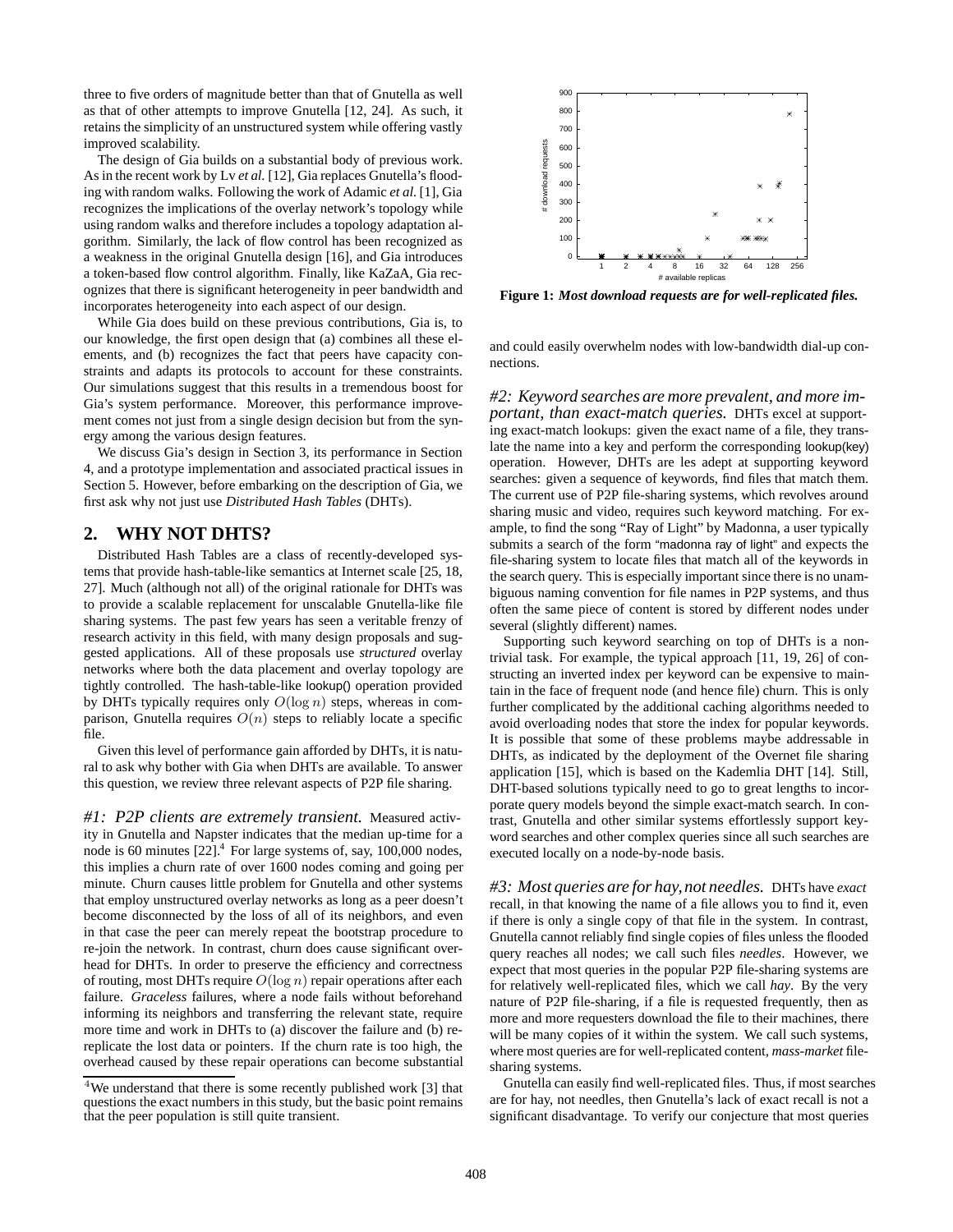three to five orders of magnitude better than that of Gnutella as well as that of other attempts to improve Gnutella [12, 24]. As such, it retains the simplicity of an unstructured system while offering vastly improved scalability.

The design of Gia builds on a substantial body of previous work. As in the recent work by Lv *et al.* [12], Gia replaces Gnutella's flooding with random walks. Following the work of Adamic *et al.* [1], Gia recognizes the implications of the overlay network's topology while using random walks and therefore includes a topology adaptation algorithm. Similarly, the lack of flow control has been recognized as a weakness in the original Gnutella design [16], and Gia introduces a token-based flow control algorithm. Finally, like KaZaA, Gia recognizes that there is significant heterogeneity in peer bandwidth and incorporates heterogeneity into each aspect of our design.

While Gia does build on these previous contributions, Gia is, to our knowledge, the first open design that (a) combines all these elements, and (b) recognizes the fact that peers have capacity constraints and adapts its protocols to account for these constraints. Our simulations suggest that this results in a tremendous boost for Gia's system performance. Moreover, this performance improvement comes not just from a single design decision but from the synergy among the various design features.

We discuss Gia's design in Section 3, its performance in Section 4, and a prototype implementation and associated practical issues in Section 5. However, before embarking on the description of Gia, we first ask why not just use *Distributed Hash Tables* (DHTs).

## 2. WHY NOT DHTS?

Distributed Hash Tables are a class of recently-developed systems that provide hash-table-like semantics at Internet scale [25, 18, 27]. Much (although not all) of the original rationale for DHTs was to provide a scalable replacement for unscalable Gnutella-like file sharing systems. The past few years has seen a veritable frenzy of research activity in this field, with many design proposals and suggested applications. All of these proposals use *structured* overlay networks where both the data placement and overlay topology are tightly controlled. The hash-table-like lookup() operation provided by DHTs typically requires only $O(\log n)$ steps, whereas in comparison, Gnutella requires $O(n)$ steps to reliably locate a specific file.

Given this level of performance gain afforded by DHTs, it is natural to ask why bother with Gia when DHTs are available. To answer this question, we review three relevant aspects of P2P file sharing.

***#1: P2P clients are extremely transient.*** Measured activity in Gnutella and Napster indicates that the median up-time for a node is 60 minutes [22].[4] For large systems of, say, 100,000 nodes, this implies a churn rate of over 1600 nodes coming and going per minute. Churn causes little problem for Gnutella and other systems that employ unstructured overlay networks as long as a peer doesn't become disconnected by the loss of all of its neighbors, and even in that case the peer can merely repeat the bootstrap procedure to re-join the network. In contrast, churn does cause significant overhead for DHTs. In order to preserve the efficiency and correctness of routing, most DHTs require $O(\log n)$ repair operations after each failure. *Graceless* failures, where a node fails without beforehand informing its neighbors and transferring the relevant state, require more time and work in DHTs to (a) discover the failure and (b) re-replicate the lost data or pointers. If the churn rate is too high, the overhead caused by these repair operations can become substantial and could easily overwhelm nodes with low-bandwidth dial-up connections.

[4] We understand that there is some recently published work [3] that questions the exact numbers in this study, but the basic point remains that the peer population is still quite transient.

900
800
700
600
500
400
300
200
100
0
# download requests
1 2 4 8 16 32 64 128 256
# available replicas

**Figure 1: *Most download requests are for well-replicated files.***

***#2: Keyword searches are more prevalent, and more important, than exact-match queries.*** DHTs excel at supporting exact-match lookups: given the exact name of a file, they translate the name into a key and perform the corresponding lookup(key) operation. However, DHTs are les adept at supporting keyword searches: given a sequence of keywords, find files that match them. The current use of P2P file-sharing systems, which revolves around sharing music and video, requires such keyword matching. For example, to find the song "Ray of Light" by Madonna, a user typically submits a search of the form "madonna ray of light" and expects the file-sharing system to locate files that match all of the keywords in the search query. This is especially important since there is no unambiguous naming convention for file names in P2P systems, and thus often the same piece of content is stored by different nodes under several (slightly different) names.

Supporting such keyword searching on top of DHTs is a non-trivial task. For example, the typical approach [11, 19, 26] of constructing an inverted index per keyword can be expensive to maintain in the face of frequent node (and hence file) churn. This is only further complicated by the additional caching algorithms needed to avoid overloading nodes that store the index for popular keywords. It is possible that some of these problems maybe addressable in DHTs, as indicated by the deployment of the Overnet file sharing application [15], which is based on the Kademlia DHT [14]. Still, DHT-based solutions typically need to go to great lengths to incorporate query models beyond the simple exact-match search. In contrast, Gnutella and other similar systems effortlessly support keyword searches and other complex queries since all such searches are executed locally on a node-by-node basis.

***#3: Most queries are for hay, not needles.*** DHTs have *exact* recall, in that knowing the name of a file allows you to find it, even if there is only a single copy of that file in the system. In contrast, Gnutella cannot reliably find single copies of files unless the flooded query reaches all nodes; we call such files *needles*. However, we expect that most queries in the popular P2P file-sharing systems are for relatively well-replicated files, which we call *hay*. By the very nature of P2P file-sharing, if a file is requested frequently, then as more and more requesters download the file to their machines, there will be many copies of it within the system. We call such systems, where most queries are for well-replicated content, *mass-market* file-sharing systems.

Gnutella can easily find well-replicated files. Thus, if most searches are for hay, not needles, then Gnutella's lack of exact recall is not a significant disadvantage. To verify our conjecture that most queries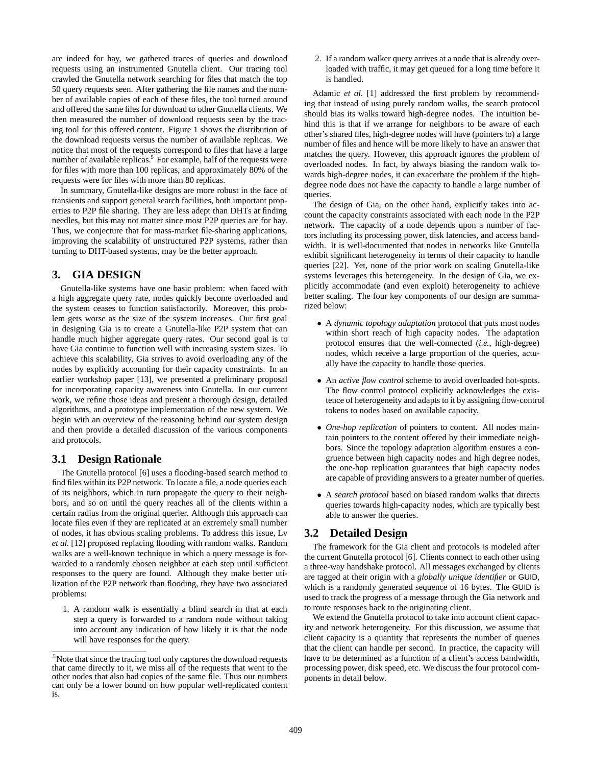are indeed for hay, we gathered traces of queries and download requests using an instrumented Gnutella client. Our tracing tool crawled the Gnutella network searching for files that match the top 50 query requests seen. After gathering the file names and the number of available copies of each of these files, the tool turned around and offered the same files for download to other Gnutella clients. We then measured the number of download requests seen by the tracing tool for this offered content. Figure 1 shows the distribution of the download requests versus the number of available replicas. We notice that most of the requests correspond to files that have a large number of available replicas.[5] For example, half of the requests were for files with more than 100 replicas, and approximately 80% of the requests were for files with more than 80 replicas.

In summary, Gnutella-like designs are more robust in the face of transients and support general search facilities, both important properties to P2P file sharing. They are less adept than DHTs at finding needles, but this may not matter since most P2P queries are for hay. Thus, we conjecture that for mass-market file-sharing applications, improving the scalability of unstructured P2P systems, rather than turning to DHT-based systems, may be the better approach.

## 3. GIA DESIGN

Gnutella-like systems have one basic problem: when faced with a high aggregate query rate, nodes quickly become overloaded and the system ceases to function satisfactorily. Moreover, this problem gets worse as the size of the system increases. Our first goal in designing Gia is to create a Gnutella-like P2P system that can handle much higher aggregate query rates. Our second goal is to have Gia continue to function well with increasing system sizes. To achieve this scalability, Gia strives to avoid overloading any of the nodes by explicitly accounting for their capacity constraints. In an earlier workshop paper [13], we presented a preliminary proposal for incorporating capacity awareness into Gnutella. In our current work, we refine those ideas and present a thorough design, detailed algorithms, and a prototype implementation of the new system. We begin with an overview of the reasoning behind our system design and then provide a detailed discussion of the various components and protocols.

### 3.1 Design Rationale

The Gnutella protocol [6] uses a flooding-based search method to find files within its P2P network. To locate a file, a node queries each of its neighbors, which in turn propagate the query to their neighbors, and so on until the query reaches all of the clients within a certain radius from the original querier. Although this approach can locate files even if they are replicated at an extremely small number of nodes, it has obvious scaling problems. To address this issue, Lv *et al.* [12] proposed replacing flooding with random walks. Random walks are a well-known technique in which a query message is forwarded to a randomly chosen neighbor at each step until sufficient responses to the query are found. Although they make better utilization of the P2P network than flooding, they have two associated problems:

1. A random walk is essentially a blind search in that at each step a query is forwarded to a random node without taking into account any indication of how likely it is that the node will have responses for the query.
2. If a random walker query arrives at a node that is already overloaded with traffic, it may get queued for a long time before it is handled.

Adamic *et al.* [1] addressed the first problem by recommending that instead of using purely random walks, the search protocol should bias its walks toward high-degree nodes. The intuition behind this is that if we arrange for neighbors to be aware of each other's shared files, high-degree nodes will have (pointers to) a large number of files and hence will be more likely to have an answer that matches the query. However, this approach ignores the problem of overloaded nodes. In fact, by always biasing the random walk towards high-degree nodes, it can exacerbate the problem if the high-degree node does not have the capacity to handle a large number of queries.

The design of Gia, on the other hand, explicitly takes into account the capacity constraints associated with each node in the P2P network. The capacity of a node depends upon a number of factors including its processing power, disk latencies, and access bandwidth. It is well-documented that nodes in networks like Gnutella exhibit significant heterogeneity in terms of their capacity to handle queries [22]. Yet, none of the prior work on scaling Gnutella-like systems leverages this heterogeneity. In the design of Gia, we explicitly accommodate (and even exploit) heterogeneity to achieve better scaling. The four key components of our design are summarized below:

- A *dynamic topology adaptation* protocol that puts most nodes within short reach of high capacity nodes. The adaptation protocol ensures that the well-connected (*i.e.,* high-degree) nodes, which receive a large proportion of the queries, actually have the capacity to handle those queries.
- An *active flow control* scheme to avoid overloaded hot-spots. The flow control protocol explicitly acknowledges the existence of heterogeneity and adapts to it by assigning flow-control tokens to nodes based on available capacity.
- *One-hop replication* of pointers to content. All nodes maintain pointers to the content offered by their immediate neighbors. Since the topology adaptation algorithm ensures a congruence between high capacity nodes and high degree nodes, the one-hop replication guarantees that high capacity nodes are capable of providing answers to a greater number of queries.
- A *search protocol* based on biased random walks that directs queries towards high-capacity nodes, which are typically best able to answer the queries.

### 3.2 Detailed Design

The framework for the Gia client and protocols is modeled after the current Gnutella protocol [6]. Clients connect to each other using a three-way handshake protocol. All messages exchanged by clients are tagged at their origin with a *globally unique identifier* or GUID, which is a randomly generated sequence of 16 bytes. The GUID is used to track the progress of a message through the Gia network and to route responses back to the originating client.

We extend the Gnutella protocol to take into account client capacity and network heterogeneity. For this discussion, we assume that client capacity is a quantity that represents the number of queries that the client can handle per second. In practice, the capacity will have to be determined as a function of a client's access bandwidth, processing power, disk speed, etc. We discuss the four protocol components in detail below.

[5] Note that since the tracing tool only captures the download requests that came directly to it, we miss all of the requests that went to the other nodes that also had copies of the same file. Thus our numbers can only be a lower bound on how popular well-replicated content is.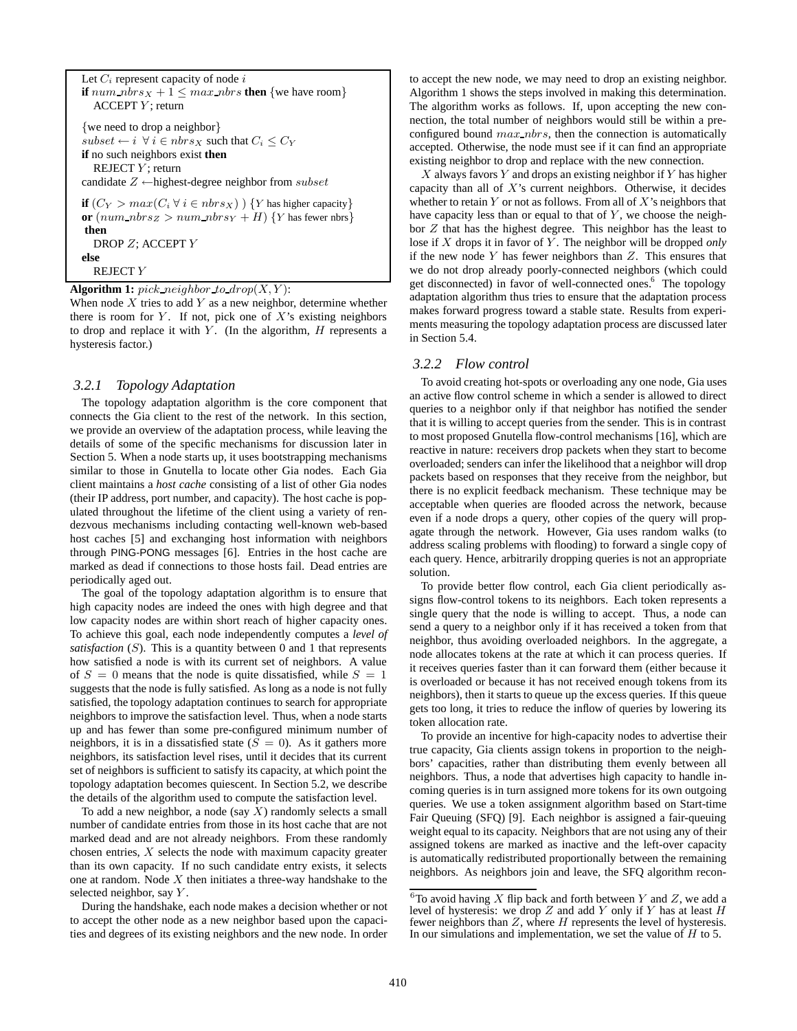```
Let C_i represent capacity of node i
if num_nbrs_X + 1 ≤ max_nbrs then {we have room}
    ACCEPT Y; return

{we need to drop a neighbor}
subset ← i ∀ i ∈ nbrs_X such that C_i ≤ C_Y
if no such neighbors exist then
    REJECT Y; return
candidate Z ←highest-degree neighbor from subset

if (C_Y > max(C_i ∀ i ∈ nbrs_X) ) {Y has higher capacity}
or (num_nbrs_Z > num_nbrs_Y + H) {Y has fewer nbrs}
 then
    DROP Z; ACCEPT Y
else
    REJECT Y
```

**Algorithm 1:** $pick\_neighbor\_to\_drop(X, Y)$:
When node $X$ tries to add $Y$ as a new neighbor, determine whether there is room for $Y$. If not, pick one of $X$'s existing neighbors to drop and replace it with $Y$. (In the algorithm, $H$ represents a hysteresis factor.)

### 3.2.1 Topology Adaptation

The topology adaptation algorithm is the core component that connects the Gia client to the rest of the network. In this section, we provide an overview of the adaptation process, while leaving the details of some of the specific mechanisms for discussion later in Section 5. When a node starts up, it uses bootstrapping mechanisms similar to those in Gnutella to locate other Gia nodes. Each Gia client maintains a *host cache* consisting of a list of other Gia nodes (their IP address, port number, and capacity). The host cache is populated throughout the lifetime of the client using a variety of rendezvous mechanisms including contacting well-known web-based host caches [5] and exchanging host information with neighbors through PING-PONG messages [6]. Entries in the host cache are marked as dead if connections to those hosts fail. Dead entries are periodically aged out.

The goal of the topology adaptation algorithm is to ensure that high capacity nodes are indeed the ones with high degree and that low capacity nodes are within short reach of higher capacity ones. To achieve this goal, each node independently computes a *level of satisfaction* ($S$). This is a quantity between 0 and 1 that represents how satisfied a node is with its current set of neighbors. A value of $S = 0$ means that the node is quite dissatisfied, while $S = 1$ suggests that the node is fully satisfied. As long as a node is not fully satisfied, the topology adaptation continues to search for appropriate neighbors to improve the satisfaction level. Thus, when a node starts up and has fewer than some pre-configured minimum number of neighbors, it is in a dissatisfied state ($S = 0$). As it gathers more neighbors, its satisfaction level rises, until it decides that its current set of neighbors is sufficient to satisfy its capacity, at which point the topology adaptation becomes quiescent. In Section 5.2, we describe the details of the algorithm used to compute the satisfaction level.

To add a new neighbor, a node (say $X$) randomly selects a small number of candidate entries from those in its host cache that are not marked dead and are not already neighbors. From these randomly chosen entries, $X$ selects the node with maximum capacity greater than its own capacity. If no such candidate entry exists, it selects one at random. Node $X$ then initiates a three-way handshake to the selected neighbor, say $Y$.

During the handshake, each node makes a decision whether or not to accept the other node as a new neighbor based upon the capacities and degrees of its existing neighbors and the new node. In order to accept the new node, we may need to drop an existing neighbor. Algorithm 1 shows the steps involved in making this determination. The algorithm works as follows. If, upon accepting the new connection, the total number of neighbors would still be within a pre-configured bound $max\_nbrs$, then the connection is automatically accepted. Otherwise, the node must see if it can find an appropriate existing neighbor to drop and replace with the new connection.

$X$ always favors $Y$ and drops an existing neighbor if $Y$ has higher capacity than all of $X$'s current neighbors. Otherwise, it decides whether to retain $Y$ or not as follows. From all of $X$'s neighbors that have capacity less than or equal to that of $Y$, we choose the neighbor $Z$ that has the highest degree. This neighbor has the least to lose if $X$ drops it in favor of $Y$. The neighbor will be dropped *only* if the new node $Y$ has fewer neighbors than $Z$. This ensures that we do not drop already poorly-connected neighbors (which could get disconnected) in favor of well-connected ones.[6] The topology adaptation algorithm thus tries to ensure that the adaptation process makes forward progress toward a stable state. Results from experiments measuring the topology adaptation process are discussed later in Section 5.4.

### 3.2.2 Flow control

To avoid creating hot-spots or overloading any one node, Gia uses an active flow control scheme in which a sender is allowed to direct queries to a neighbor only if that neighbor has notified the sender that it is willing to accept queries from the sender. This is in contrast to most proposed Gnutella flow-control mechanisms [16], which are reactive in nature: receivers drop packets when they start to become overloaded; senders can infer the likelihood that a neighbor will drop packets based on responses that they receive from the neighbor, but there is no explicit feedback mechanism. These technique may be acceptable when queries are flooded across the network, because even if a node drops a query, other copies of the query will propagate through the network. However, Gia uses random walks (to address scaling problems with flooding) to forward a single copy of each query. Hence, arbitrarily dropping queries is not an appropriate solution.

To provide better flow control, each Gia client periodically assigns flow-control tokens to its neighbors. Each token represents a single query that the node is willing to accept. Thus, a node can send a query to a neighbor only if it has received a token from that neighbor, thus avoiding overloaded neighbors. In the aggregate, a node allocates tokens at the rate at which it can process queries. If it receives queries faster than it can forward them (either because it is overloaded or because it has not received enough tokens from its neighbors), then it starts to queue up the excess queries. If this queue gets too long, it tries to reduce the inflow of queries by lowering its token allocation rate.

To provide an incentive for high-capacity nodes to advertise their true capacity, Gia clients assign tokens in proportion to the neighbors' capacities, rather than distributing them evenly between all neighbors. Thus, a node that advertises high capacity to handle incoming queries is in turn assigned more tokens for its own outgoing queries. We use a token assignment algorithm based on Start-time Fair Queuing (SFQ) [9]. Each neighbor is assigned a fair-queuing weight equal to its capacity. Neighbors that are not using any of their assigned tokens are marked as inactive and the left-over capacity is automatically redistributed proportionally between the remaining neighbors. As neighbors join and leave, the SFQ algorithm recon-

[6]To avoid having $X$ flip back and forth between $Y$ and $Z$, we add a level of hysteresis: we drop $Z$ and add $Y$ only if $Y$ has at least $H$ fewer neighbors than $Z$, where $H$ represents the level of hysteresis. In our simulations and implementation, we set the value of $H$ to 5.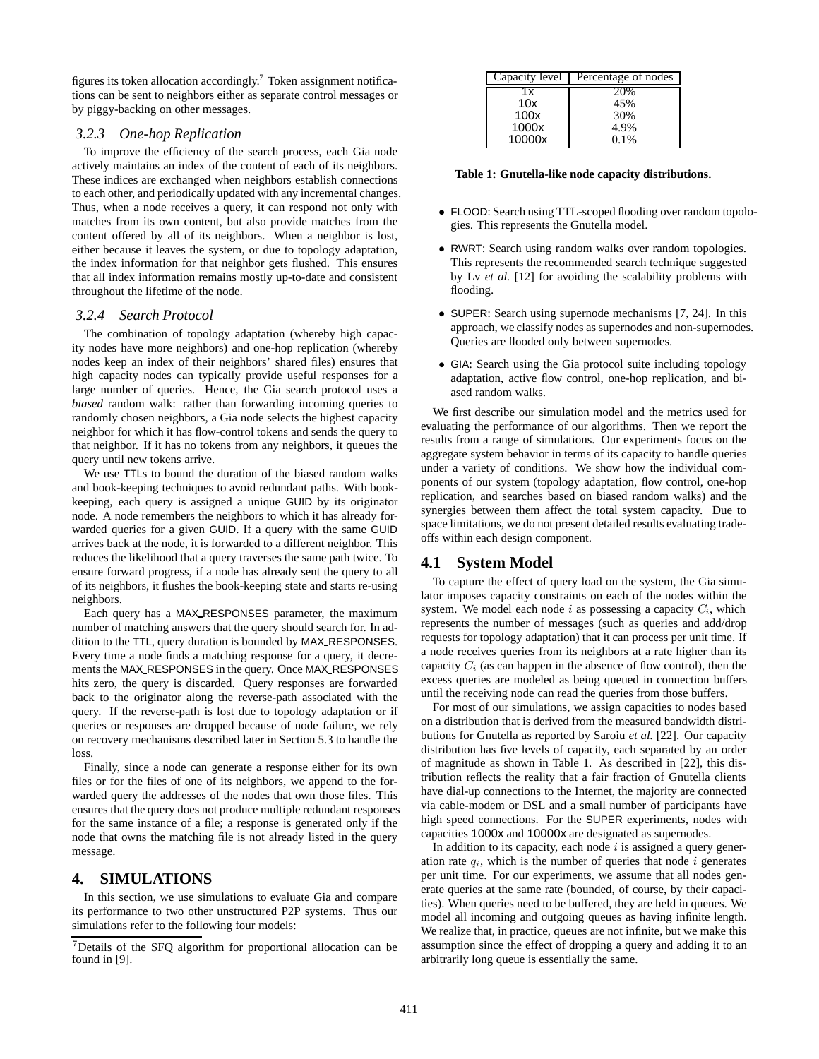figures its token allocation accordingly.[7] Token assignment notifications can be sent to neighbors either as separate control messages or by piggy-backing on other messages.

### 3.2.3 One-hop Replication

To improve the efficiency of the search process, each Gia node actively maintains an index of the content of each of its neighbors. These indices are exchanged when neighbors establish connections to each other, and periodically updated with any incremental changes. Thus, when a node receives a query, it can respond not only with matches from its own content, but also provide matches from the content offered by all of its neighbors. When a neighbor is lost, either because it leaves the system, or due to topology adaptation, the index information for that neighbor gets flushed. This ensures that all index information remains mostly up-to-date and consistent throughout the lifetime of the node.

### 3.2.4 Search Protocol

The combination of topology adaptation (whereby high capacity nodes have more neighbors) and one-hop replication (whereby nodes keep an index of their neighbors' shared files) ensures that high capacity nodes can typically provide useful responses for a large number of queries. Hence, the Gia search protocol uses a *biased* random walk: rather than forwarding incoming queries to randomly chosen neighbors, a Gia node selects the highest capacity neighbor for which it has flow-control tokens and sends the query to that neighbor. If it has no tokens from any neighbors, it queues the query until new tokens arrive.

We use TTLs to bound the duration of the biased random walks and book-keeping techniques to avoid redundant paths. With book-keeping, each query is assigned a unique GUID by its originator node. A node remembers the neighbors to which it has already forwarded queries for a given GUID. If a query with the same GUID arrives back at the node, it is forwarded to a different neighbor. This reduces the likelihood that a query traverses the same path twice. To ensure forward progress, if a node has already sent the query to all of its neighbors, it flushes the book-keeping state and starts re-using neighbors.

Each query has a MAX_RESPONSES parameter, the maximum number of matching answers that the query should search for. In addition to the TTL, query duration is bounded by MAX_RESPONSES. Every time a node finds a matching response for a query, it decrements the MAX_RESPONSES in the query. Once MAX_RESPONSES hits zero, the query is discarded. Query responses are forwarded back to the originator along the reverse-path associated with the query. If the reverse-path is lost due to topology adaptation or if queries or responses are dropped because of node failure, we rely on recovery mechanisms described later in Section 5.3 to handle the loss.

Finally, since a node can generate a response either for its own files or for the files of one of its neighbors, we append to the forwarded query the addresses of the nodes that own those files. This ensures that the query does not produce multiple redundant responses for the same instance of a file; a response is generated only if the node that owns the matching file is not already listed in the query message.

# 4. SIMULATIONS

In this section, we use simulations to evaluate Gia and compare its performance to two other unstructured P2P systems. Thus our simulations refer to the following four models:

[7] Details of the SFQ algorithm for proportional allocation can be found in [9].

| Capacity level | Percentage of nodes |
|---|---|
| 1x | 20% |
| 10x | 45% |
| 100x | 30% |
| 1000x | 4.9% |
| 10000x | 0.1% |

**Table 1: Gnutella-like node capacity distributions.**

- FLOOD: Search using TTL-scoped flooding over random topologies. This represents the Gnutella model.
- RWRT: Search using random walks over random topologies. This represents the recommended search technique suggested by Lv *et al.* [12] for avoiding the scalability problems with flooding.
- SUPER: Search using supernode mechanisms [7, 24]. In this approach, we classify nodes as supernodes and non-supernodes. Queries are flooded only between supernodes.
- GIA: Search using the Gia protocol suite including topology adaptation, active flow control, one-hop replication, and biased random walks.

We first describe our simulation model and the metrics used for evaluating the performance of our algorithms. Then we report the results from a range of simulations. Our experiments focus on the aggregate system behavior in terms of its capacity to handle queries under a variety of conditions. We show how the individual components of our system (topology adaptation, flow control, one-hop replication, and searches based on biased random walks) and the synergies between them affect the total system capacity. Due to space limitations, we do not present detailed results evaluating tradeoffs within each design component.

## 4.1 System Model

To capture the effect of query load on the system, the Gia simulator imposes capacity constraints on each of the nodes within the system. We model each node $i$ as possessing a capacity $C_i$, which represents the number of messages (such as queries and add/drop requests for topology adaptation) that it can process per unit time. If a node receives queries from its neighbors at a rate higher than its capacity $C_i$ (as can happen in the absence of flow control), then the excess queries are modeled as being queued in connection buffers until the receiving node can read the queries from those buffers.

For most of our simulations, we assign capacities to nodes based on a distribution that is derived from the measured bandwidth distributions for Gnutella as reported by Saroiu *et al.* [22]. Our capacity distribution has five levels of capacity, each separated by an order of magnitude as shown in Table 1. As described in [22], this distribution reflects the reality that a fair fraction of Gnutella clients have dial-up connections to the Internet, the majority are connected via cable-modem or DSL and a small number of participants have high speed connections. For the SUPER experiments, nodes with capacities 1000x and 10000x are designated as supernodes.

In addition to its capacity, each node $i$ is assigned a query generation rate $q_i$, which is the number of queries that node $i$ generates per unit time. For our experiments, we assume that all nodes generate queries at the same rate (bounded, of course, by their capacities). When queries need to be buffered, they are held in queues. We model all incoming and outgoing queues as having infinite length. We realize that, in practice, queues are not infinite, but we make this assumption since the effect of dropping a query and adding it to an arbitrarily long queue is essentially the same.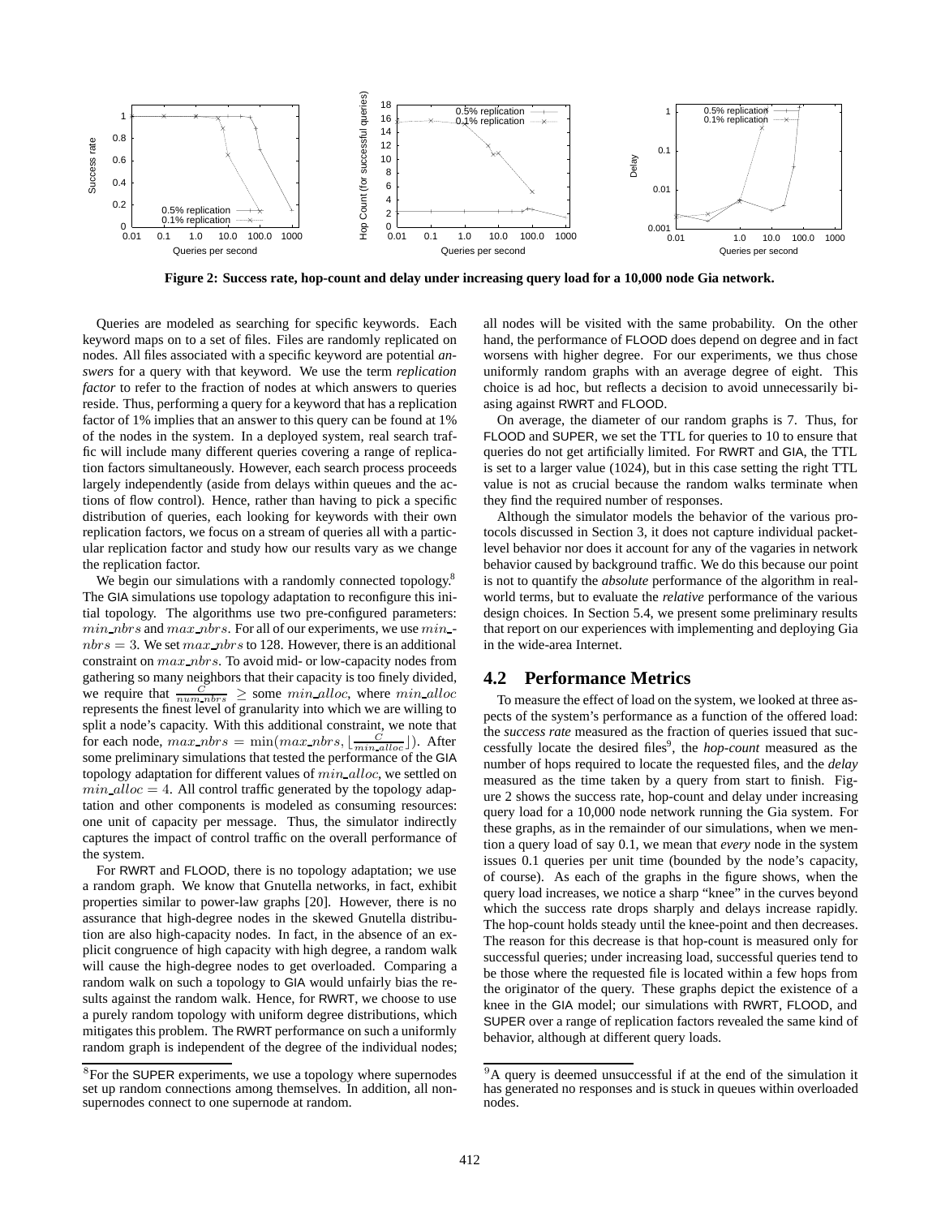**Figure 2: Success rate, hop-count and delay under increasing query load for a 10,000 node Gia network.**

Queries are modeled as searching for specific keywords. Each keyword maps on to a set of files. Files are randomly replicated on nodes. All files associated with a specific keyword are potential *answers* for a query with that keyword. We use the term *replication factor* to refer to the fraction of nodes at which answers to queries reside. Thus, performing a query for a keyword that has a replication factor of 1% implies that an answer to this query can be found at 1% of the nodes in the system. In a deployed system, real search traffic will include many different queries covering a range of replication factors simultaneously. However, each search process proceeds largely independently (aside from delays within queues and the actions of flow control). Hence, rather than having to pick a specific distribution of queries, each looking for keywords with their own replication factors, we focus on a stream of queries all with a particular replication factor and study how our results vary as we change the replication factor.

We begin our simulations with a randomly connected topology.[8] The GIA simulations use topology adaptation to reconfigure this initial topology. The algorithms use two pre-configured parameters: $min\_nbrs$ and $max\_nbrs$. For all of our experiments, we use $min\_nbrs = 3$. We set $max\_nbrs$ to 128. However, there is an additional constraint on $max\_nbrs$. To avoid mid- or low-capacity nodes from gathering so many neighbors that their capacity is too finely divided, we require that $\frac{C}{num\_nbrs} \geq$ some $min\_alloc$, where $min\_alloc$ represents the finest level of granularity into which we are willing to split a node's capacity. With this additional constraint, we note that for each node, $max\_nbrs = \min(max\_nbrs, \lfloor \frac{C}{min\_alloc} \rfloor)$. After some preliminary simulations that tested the performance of the GIA topology adaptation for different values of $min\_alloc$, we settled on $min\_alloc = 4$. All control traffic generated by the topology adaptation and other components is modeled as consuming resources: one unit of capacity per message. Thus, the simulator indirectly captures the impact of control traffic on the overall performance of the system.

For RWRT and FLOOD, there is no topology adaptation; we use a random graph. We know that Gnutella networks, in fact, exhibit properties similar to power-law graphs [20]. However, there is no assurance that high-degree nodes in the skewed Gnutella distribution are also high-capacity nodes. In fact, in the absence of an explicit congruence of high capacity with high degree, a random walk will cause the high-degree nodes to get overloaded. Comparing a random walk on such a topology to GIA would unfairly bias the results against the random walk. Hence, for RWRT, we choose to use a purely random topology with uniform degree distributions, which mitigates this problem. The RWRT performance on such a uniformly random graph is independent of the degree of the individual nodes; all nodes will be visited with the same probability. On the other hand, the performance of FLOOD does depend on degree and in fact worsens with higher degree. For our experiments, we thus chose uniformly random graphs with an average degree of eight. This choice is ad hoc, but reflects a decision to avoid unnecessarily biasing against RWRT and FLOOD.

On average, the diameter of our random graphs is 7. Thus, for FLOOD and SUPER, we set the TTL for queries to 10 to ensure that queries do not get artificially limited. For RWRT and GIA, the TTL is set to a larger value (1024), but in this case setting the right TTL value is not as crucial because the random walks terminate when they find the required number of responses.

Although the simulator models the behavior of the various protocols discussed in Section 3, it does not capture individual packet-level behavior nor does it account for any of the vagaries in network behavior caused by background traffic. We do this because our point is not to quantify the *absolute* performance of the algorithm in real-world terms, but to evaluate the *relative* performance of the various design choices. In Section 5.4, we present some preliminary results that report on our experiences with implementing and deploying Gia in the wide-area Internet.

## 4.2 Performance Metrics

To measure the effect of load on the system, we looked at three aspects of the system's performance as a function of the offered load: the *success rate* measured as the fraction of queries issued that successfully locate the desired files[9], the *hop-count* measured as the number of hops required to locate the requested files, and the *delay* measured as the time taken by a query from start to finish. Figure 2 shows the success rate, hop-count and delay under increasing query load for a 10,000 node network running the Gia system. For these graphs, as in the remainder of our simulations, when we mention a query load of say 0.1, we mean that *every* node in the system issues 0.1 queries per unit time (bounded by the node's capacity, of course). As each of the graphs in the figure shows, when the query load increases, we notice a sharp "knee" in the curves beyond which the success rate drops sharply and delays increase rapidly. The hop-count holds steady until the knee-point and then decreases. The reason for this decrease is that hop-count is measured only for successful queries; under increasing load, successful queries tend to be those where the requested file is located within a few hops from the originator of the query. These graphs depict the existence of a knee in the GIA model; our simulations with RWRT, FLOOD, and SUPER over a range of replication factors revealed the same kind of behavior, although at different query loads.

[8] For the SUPER experiments, we use a topology where supernodes set up random connections among themselves. In addition, all non-supernodes connect to one supernode at random.

[9] A query is deemed unsuccessful if at the end of the simulation it has generated no responses and is stuck in queues within overloaded nodes.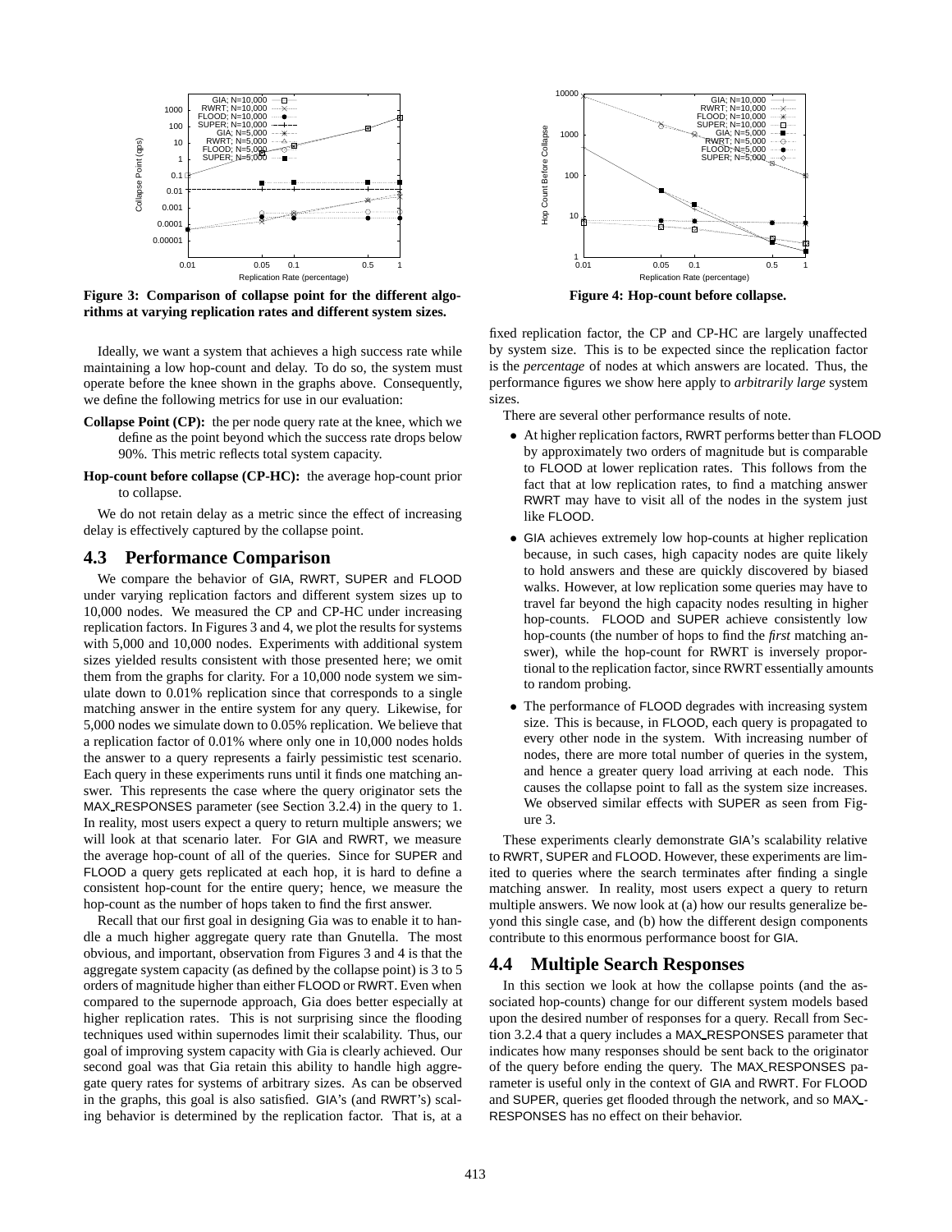**Figure 3: Comparison of collapse point for the different algorithms at varying replication rates and different system sizes.**

**Figure 4: Hop-count before collapse.**

Ideally, we want a system that achieves a high success rate while maintaining a low hop-count and delay. To do so, the system must operate before the knee shown in the graphs above. Consequently, we define the following metrics for use in our evaluation:

**Collapse Point (CP):** the per node query rate at the knee, which we define as the point beyond which the success rate drops below 90%. This metric reflects total system capacity.

**Hop-count before collapse (CP-HC):** the average hop-count prior to collapse.

We do not retain delay as a metric since the effect of increasing delay is effectively captured by the collapse point.

## 4.3 Performance Comparison

We compare the behavior of GIA, RWRT, SUPER and FLOOD under varying replication factors and different system sizes up to 10,000 nodes. We measured the CP and CP-HC under increasing replication factors. In Figures 3 and 4, we plot the results for systems with 5,000 and 10,000 nodes. Experiments with additional system sizes yielded results consistent with those presented here; we omit them from the graphs for clarity. For a 10,000 node system we simulate down to 0.01% replication since that corresponds to a single matching answer in the entire system for any query. Likewise, for 5,000 nodes we simulate down to 0.05% replication. We believe that a replication factor of 0.01% where only one in 10,000 nodes holds the answer to a query represents a fairly pessimistic test scenario. Each query in these experiments runs until it finds one matching answer. This represents the case where the query originator sets the MAX_RESPONSES parameter (see Section 3.2.4) in the query to 1. In reality, most users expect a query to return multiple answers; we will look at that scenario later. For GIA and RWRT, we measure the average hop-count of all of the queries. Since for SUPER and FLOOD a query gets replicated at each hop, it is hard to define a consistent hop-count for the entire query; hence, we measure the hop-count as the number of hops taken to find the first answer.

Recall that our first goal in designing Gia was to enable it to handle a much higher aggregate query rate than Gnutella. The most obvious, and important, observation from Figures 3 and 4 is that the aggregate system capacity (as defined by the collapse point) is 3 to 5 orders of magnitude higher than either FLOOD or RWRT. Even when compared to the supernode approach, Gia does better especially at higher replication rates. This is not surprising since the flooding techniques used within supernodes limit their scalability. Thus, our goal of improving system capacity with Gia is clearly achieved. Our second goal was that Gia retain this ability to handle high aggregate query rates for systems of arbitrary sizes. As can be observed in the graphs, this goal is also satisfied. GIA's (and RWRT's) scaling behavior is determined by the replication factor. That is, at a fixed replication factor, the CP and CP-HC are largely unaffected by system size. This is to be expected since the replication factor is the *percentage* of nodes at which answers are located. Thus, the performance figures we show here apply to *arbitrarily large* system sizes.

There are several other performance results of note.

- At higher replication factors, RWRT performs better than FLOOD by approximately two orders of magnitude but is comparable to FLOOD at lower replication rates. This follows from the fact that at low replication rates, to find a matching answer RWRT may have to visit all of the nodes in the system just like FLOOD.
- GIA achieves extremely low hop-counts at higher replication because, in such cases, high capacity nodes are quite likely to hold answers and these are quickly discovered by biased walks. However, at low replication some queries may have to travel far beyond the high capacity nodes resulting in higher hop-counts. FLOOD and SUPER achieve consistently low hop-counts (the number of hops to find the *first* matching answer), while the hop-count for RWRT is inversely proportional to the replication factor, since RWRT essentially amounts to random probing.
- The performance of FLOOD degrades with increasing system size. This is because, in FLOOD, each query is propagated to every other node in the system. With increasing number of nodes, there are more total number of queries in the system, and hence a greater query load arriving at each node. This causes the collapse point to fall as the system size increases. We observed similar effects with SUPER as seen from Figure 3.

These experiments clearly demonstrate GIA's scalability relative to RWRT, SUPER and FLOOD. However, these experiments are limited to queries where the search terminates after finding a single matching answer. In reality, most users expect a query to return multiple answers. We now look at (a) how our results generalize beyond this single case, and (b) how the different design components contribute to this enormous performance boost for GIA.

## 4.4 Multiple Search Responses

In this section we look at how the collapse points (and the associated hop-counts) change for our different system models based upon the desired number of responses for a query. Recall from Section 3.2.4 that a query includes a MAX_RESPONSES parameter that indicates how many responses should be sent back to the originator of the query before ending the query. The MAX_RESPONSES parameter is useful only in the context of GIA and RWRT. For FLOOD and SUPER, queries get flooded through the network, and so MAX_RESPONSES has no effect on their behavior.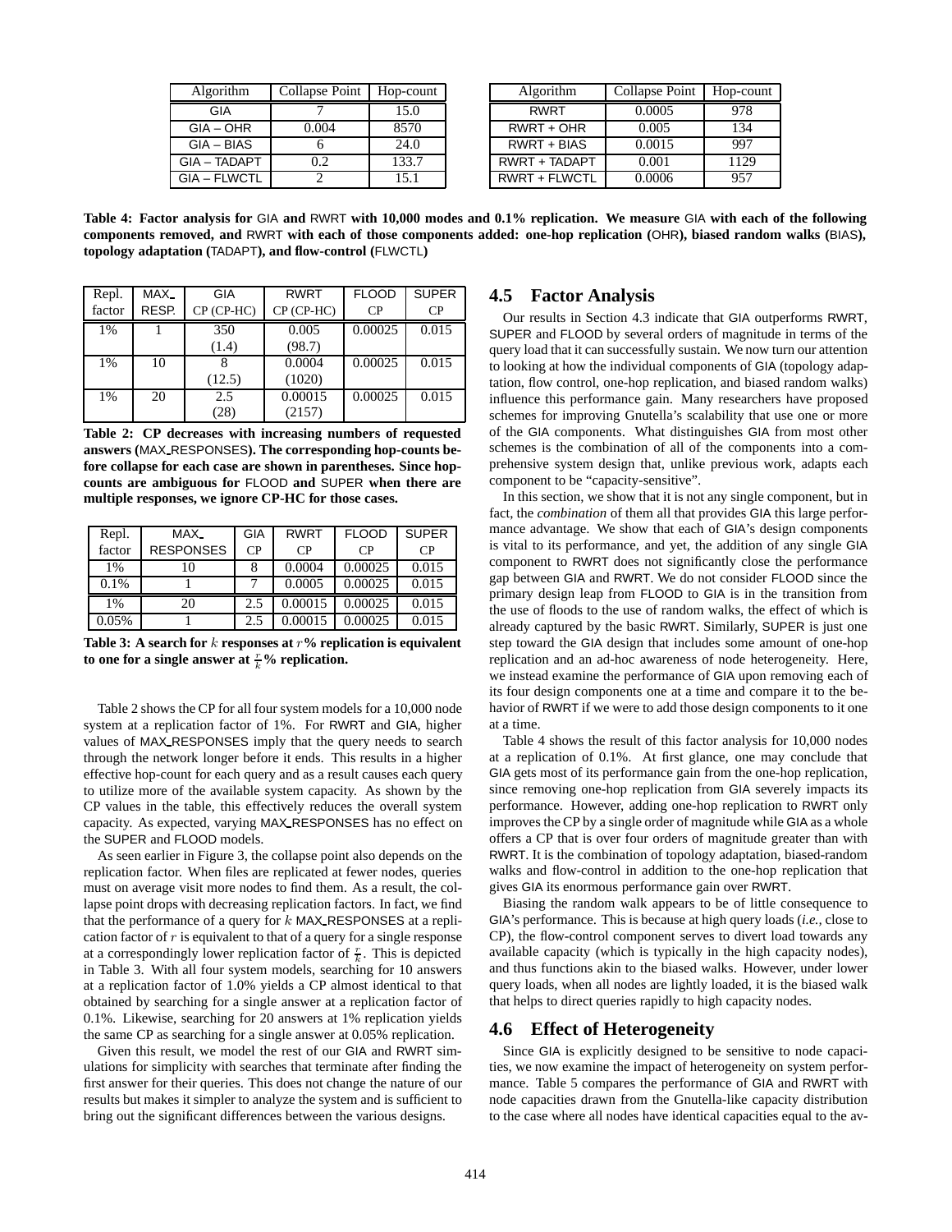| Algorithm | Collapse Point | Hop-count |
|---|---|---|
| GIA | 7 | 15.0 |
| GIA – OHR | 0.004 | 8570 |
| GIA – BIAS | 6 | 24.0 |
| GIA – TADAPT | 0.2 | 133.7 |
| GIA – FLWCTL | 2 | 15.1 |

| Algorithm | Collapse Point | Hop-count |
|---|---|---|
| RWRT | 0.0005 | 978 |
| RWRT + OHR | 0.005 | 134 |
| RWRT + BIAS | 0.0015 | 997 |
| RWRT + TADAPT | 0.001 | 1129 |
| RWRT + FLWCTL | 0.0006 | 957 |

**Table 4: Factor analysis for GIA and RWRT with 10,000 modes and 0.1% replication. We measure GIA with each of the following components removed, and RWRT with each of those components added: one-hop replication (OHR), biased random walks (BIAS), topology adaptation (TADAPT), and flow-control (FLWCTL)**

| Repl. factor | MAX_ RESP. | GIA CP (CP-HC) | RWRT CP (CP-HC) | FLOOD CP | SUPER CP |
|---|---|---|---|---|---|
| 1% | 1 | 350 (1.4) | 0.005 (98.7) | 0.00025 | 0.015 |
| 1% | 10 | 8 (12.5) | 0.0004 (1020) | 0.00025 | 0.015 |
| 1% | 20 | 2.5 (28) | 0.00015 (2157) | 0.00025 | 0.015 |

**Table 2: CP decreases with increasing numbers of requested answers (MAX_RESPONSES). The corresponding hop-counts before collapse for each case are shown in parentheses. Since hop-counts are ambiguous for FLOOD and SUPER when there are multiple responses, we ignore CP-HC for those cases.**

| Repl. factor | MAX_ RESPONSES | GIA CP | RWRT CP | FLOOD CP | SUPER CP |
|---|---|---|---|---|---|
| 1% | 10 | 8 | 0.0004 | 0.00025 | 0.015 |
| 0.1% | 1 | 7 | 0.0005 | 0.00025 | 0.015 |
| 1% | 20 | 2.5 | 0.00015 | 0.00025 | 0.015 |
| 0.05% | 1 | 2.5 | 0.00015 | 0.00025 | 0.015 |

**Table 3: A search for $k$ responses at $r$% replication is equivalent to one for a single answer at $\frac{r}{k}$% replication.**

Table 2 shows the CP for all four system models for a 10,000 node system at a replication factor of 1%. For RWRT and GIA, higher values of MAX_RESPONSES imply that the query needs to search through the network longer before it ends. This results in a higher effective hop-count for each query and as a result causes each query to utilize more of the available system capacity. As shown by the CP values in the table, this effectively reduces the overall system capacity. As expected, varying MAX_RESPONSES has no effect on the SUPER and FLOOD models.

As seen earlier in Figure 3, the collapse point also depends on the replication factor. When files are replicated at fewer nodes, queries must on average visit more nodes to find them. As a result, the collapse point drops with decreasing replication factors. In fact, we find that the performance of a query for $k$ MAX_RESPONSES at a replication factor of $r$ is equivalent to that of a query for a single response at a correspondingly lower replication factor of $\frac{r}{k}$. This is depicted in Table 3. With all four system models, searching for 10 answers at a replication factor of 1.0% yields a CP almost identical to that obtained by searching for a single answer at a replication factor of 0.1%. Likewise, searching for 20 answers at 1% replication yields the same CP as searching for a single answer at 0.05% replication.

Given this result, we model the rest of our GIA and RWRT simulations for simplicity with searches that terminate after finding the first answer for their queries. This does not change the nature of our results but makes it simpler to analyze the system and is sufficient to bring out the significant differences between the various designs.

## 4.5 Factor Analysis

Our results in Section 4.3 indicate that GIA outperforms RWRT, SUPER and FLOOD by several orders of magnitude in terms of the query load that it can successfully sustain. We now turn our attention to looking at how the individual components of GIA (topology adaptation, flow control, one-hop replication, and biased random walks) influence this performance gain. Many researchers have proposed schemes for improving Gnutella's scalability that use one or more of the GIA components. What distinguishes GIA from most other schemes is the combination of all of the components into a comprehensive system design that, unlike previous work, adapts each component to be "capacity-sensitive".

In this section, we show that it is not any single component, but in fact, the *combination* of them all that provides GIA this large performance advantage. We show that each of GIA's design components is vital to its performance, and yet, the addition of any single GIA component to RWRT does not significantly close the performance gap between GIA and RWRT. We do not consider FLOOD since the primary design leap from FLOOD to GIA is in the transition from the use of floods to the use of random walks, the effect of which is already captured by the basic RWRT. Similarly, SUPER is just one step toward the GIA design that includes some amount of one-hop replication and an ad-hoc awareness of node heterogeneity. Here, we instead examine the performance of GIA upon removing each of its four design components one at a time and compare it to the behavior of RWRT if we were to add those design components to it one at a time.

Table 4 shows the result of this factor analysis for 10,000 nodes at a replication of 0.1%. At first glance, one may conclude that GIA gets most of its performance gain from the one-hop replication, since removing one-hop replication from GIA severely impacts its performance. However, adding one-hop replication to RWRT only improves the CP by a single order of magnitude while GIA as a whole offers a CP that is over four orders of magnitude greater than with RWRT. It is the combination of topology adaptation, biased-random walks and flow-control in addition to the one-hop replication that gives GIA its enormous performance gain over RWRT.

Biasing the random walk appears to be of little consequence to GIA's performance. This is because at high query loads (*i.e.,* close to CP), the flow-control component serves to divert load towards any available capacity (which is typically in the high capacity nodes), and thus functions akin to the biased walks. However, under lower query loads, when all nodes are lightly loaded, it is the biased walk that helps to direct queries rapidly to high capacity nodes.

## 4.6 Effect of Heterogeneity

Since GIA is explicitly designed to be sensitive to node capacities, we now examine the impact of heterogeneity on system performance. Table 5 compares the performance of GIA and RWRT with node capacities drawn from the Gnutella-like capacity distribution to the case where all nodes have identical capacities equal to the av-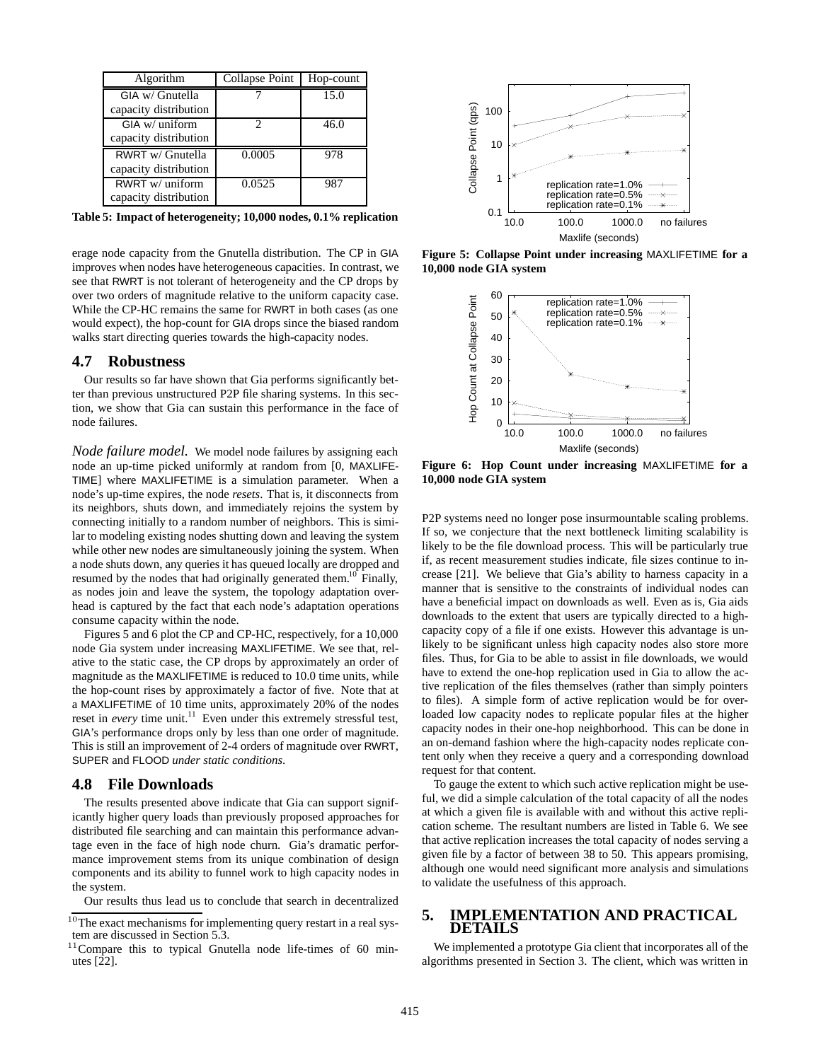| Algorithm | Collapse Point | Hop-count |
|---|---|---|
| GIA w/ Gnutella capacity distribution | 7 | 15.0 |
| GIA w/ uniform capacity distribution | 2 | 46.0 |
| RWRT w/ Gnutella capacity distribution | 0.0005 | 978 |
| RWRT w/ uniform capacity distribution | 0.0525 | 987 |

**Table 5: Impact of heterogeneity; 10,000 nodes, 0.1% replication**

erage node capacity from the Gnutella distribution. The CP in GIA improves when nodes have heterogeneous capacities. In contrast, we see that RWRT is not tolerant of heterogeneity and the CP drops by over two orders of magnitude relative to the uniform capacity case. While the CP-HC remains the same for RWRT in both cases (as one would expect), the hop-count for GIA drops since the biased random walks start directing queries towards the high-capacity nodes.

## 4.7 Robustness

Our results so far have shown that Gia performs significantly better than previous unstructured P2P file sharing systems. In this section, we show that Gia can sustain this performance in the face of node failures.

*Node failure model.* We model node failures by assigning each node an up-time picked uniformly at random from [0, MAXLIFETIME] where MAXLIFETIME is a simulation parameter. When a node's up-time expires, the node *resets*. That is, it disconnects from its neighbors, shuts down, and immediately rejoins the system by connecting initially to a random number of neighbors. This is similar to modeling existing nodes shutting down and leaving the system while other new nodes are simultaneously joining the system. When a node shuts down, any queries it has queued locally are dropped and resumed by the nodes that had originally generated them.[10] Finally, as nodes join and leave the system, the topology adaptation overhead is captured by the fact that each node's adaptation operations consume capacity within the node.

Figures 5 and 6 plot the CP and CP-HC, respectively, for a 10,000 node Gia system under increasing MAXLIFETIME. We see that, relative to the static case, the CP drops by approximately an order of magnitude as the MAXLIFETIME is reduced to 10.0 time units, while the hop-count rises by approximately a factor of five. Note that at a MAXLIFETIME of 10 time units, approximately 20% of the nodes reset in *every* time unit.[11] Even under this extremely stressful test, GIA's performance drops only by less than one order of magnitude. This is still an improvement of 2-4 orders of magnitude over RWRT, SUPER and FLOOD *under static conditions*.

## 4.8 File Downloads

The results presented above indicate that Gia can support significantly higher query loads than previously proposed approaches for distributed file searching and can maintain this performance advantage even in the face of high node churn. Gia's dramatic performance improvement stems from its unique combination of design components and its ability to funnel work to high capacity nodes in the system.

Our results thus lead us to conclude that search in decentralized

[10] The exact mechanisms for implementing query restart in a real system are discussed in Section 5.3.

[11] Compare this to typical Gnutella node life-times of 60 minutes [22].

**Figure 5: Collapse Point under increasing MAXLIFETIME for a 10,000 node GIA system**

**Figure 6: Hop Count under increasing MAXLIFETIME for a 10,000 node GIA system**

P2P systems need no longer pose insurmountable scaling problems. If so, we conjecture that the next bottleneck limiting scalability is likely to be the file download process. This will be particularly true if, as recent measurement studies indicate, file sizes continue to increase [21]. We believe that Gia's ability to harness capacity in a manner that is sensitive to the constraints of individual nodes can have a beneficial impact on downloads as well. Even as is, Gia aids downloads to the extent that users are typically directed to a high-capacity copy of a file if one exists. However this advantage is unlikely to be significant unless high capacity nodes also store more files. Thus, for Gia to be able to assist in file downloads, we would have to extend the one-hop replication used in Gia to allow the active replication of the files themselves (rather than simply pointers to files). A simple form of active replication would be for overloaded low capacity nodes to replicate popular files at the higher capacity nodes in their one-hop neighborhood. This can be done in an on-demand fashion where the high-capacity nodes replicate content only when they receive a query and a corresponding download request for that content.

To gauge the extent to which such active replication might be useful, we did a simple calculation of the total capacity of all the nodes at which a given file is available with and without this active replication scheme. The resultant numbers are listed in Table 6. We see that active replication increases the total capacity of nodes serving a given file by a factor of between 38 to 50. This appears promising, although one would need significant more analysis and simulations to validate the usefulness of this approach.

# 5. IMPLEMENTATION AND PRACTICAL DETAILS

We implemented a prototype Gia client that incorporates all of the algorithms presented in Section 3. The client, which was written in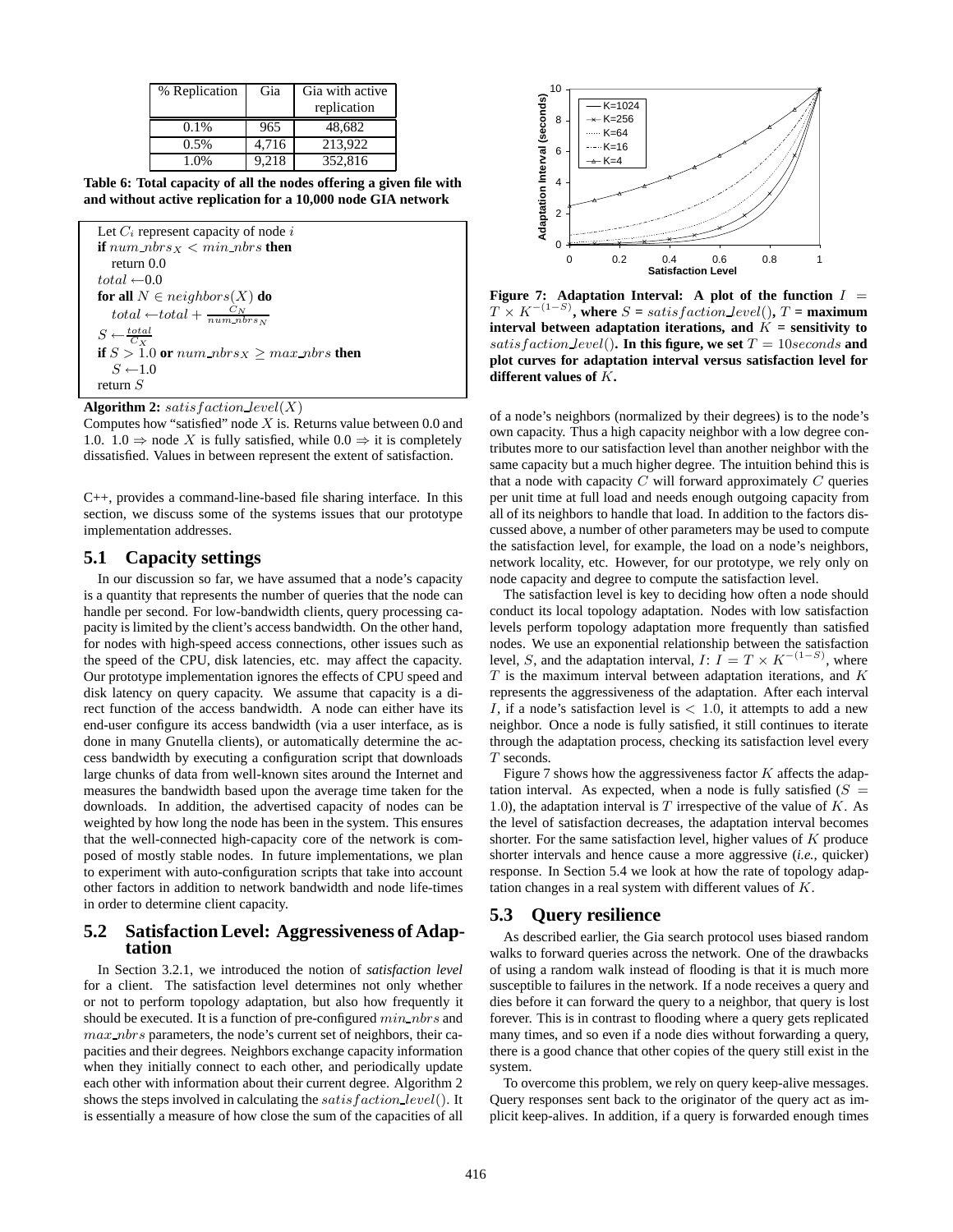| % Replication | Gia | Gia with active replication |
|---|---|---|
| 0.1% | 965 | 48,682 |
| 0.5% | 4,716 | 213,922 |
| 1.0% | 9,218 | 352,816 |

**Table 6: Total capacity of all the nodes offering a given file with and without active replication for a 10,000 node GIA network**

```
Let C_i represent capacity of node i
if num_nbrs_X < min_nbrs then
    return 0.0
total ← 0.0
for all N ∈ neighbors(X) do
    total ← total + C_N / num_nbrs_N
S ← total / C_X
if S > 1.0 or num_nbrs_X ≥ max_nbrs then
    S ← 1.0
return S
```

**Algorithm 2:** $satisfaction\_level(X)$

Computes how "satisfied" node $X$ is. Returns value between 0.0 and 1.0. 1.0 $\Rightarrow$ node $X$ is fully satisfied, while 0.0 $\Rightarrow$ it is completely dissatisfied. Values in between represent the extent of satisfaction.

C++, provides a command-line-based file sharing interface. In this section, we discuss some of the systems issues that our prototype implementation addresses.

## 5.1 Capacity settings

In our discussion so far, we have assumed that a node's capacity is a quantity that represents the number of queries that the node can handle per second. For low-bandwidth clients, query processing capacity is limited by the client's access bandwidth. On the other hand, for nodes with high-speed access connections, other issues such as the speed of the CPU, disk latencies, etc. may affect the capacity. Our prototype implementation ignores the effects of CPU speed and disk latency on query capacity. We assume that capacity is a direct function of the access bandwidth. A node can either have its end-user configure its access bandwidth (via a user interface, as is done in many Gnutella clients), or automatically determine the access bandwidth by executing a configuration script that downloads large chunks of data from well-known sites around the Internet and measures the bandwidth based upon the average time taken for the downloads. In addition, the advertised capacity of nodes can be weighted by how long the node has been in the system. This ensures that the well-connected high-capacity core of the network is composed of mostly stable nodes. In future implementations, we plan to experiment with auto-configuration scripts that take into account other factors in addition to network bandwidth and node life-times in order to determine client capacity.

## 5.2 Satisfaction Level: Aggressiveness of Adaptation

In Section 3.2.1, we introduced the notion of *satisfaction level* for a client. The satisfaction level determines not only whether or not to perform topology adaptation, but also how frequently it should be executed. It is a function of pre-configured $min\_nbrs$ and $max\_nbrs$ parameters, the node's current set of neighbors, their capacities and their degrees. Neighbors exchange capacity information when they initially connect to each other, and periodically update each other with information about their current degree. Algorithm 2 shows the steps involved in calculating the $satisfaction\_level()$. It is essentially a measure of how close the sum of the capacities of all of a node's neighbors (normalized by their degrees) is to the node's own capacity. Thus a high capacity neighbor with a low degree contributes more to our satisfaction level than another neighbor with the same capacity but a much higher degree. The intuition behind this is that a node with capacity $C$ will forward approximately $C$ queries per unit time at full load and needs enough outgoing capacity from all of its neighbors to handle that load. In addition to the factors discussed above, a number of other parameters may be used to compute the satisfaction level, for example, the load on a node's neighbors, network locality, etc. However, for our prototype, we rely only on node capacity and degree to compute the satisfaction level.

**Figure 7: Adaptation Interval: A plot of the function $I = T \times K^{-(1-S)}$, where $S = satisfaction\_level()$, $T$ = maximum interval between adaptation iterations, and $K$ = sensitivity to $satisfaction\_level()$. In this figure, we set $T = 10 seconds$ and plot curves for adaptation interval versus satisfaction level for different values of $K$.**

The satisfaction level is key to deciding how often a node should conduct its local topology adaptation. Nodes with low satisfaction levels perform topology adaptation more frequently than satisfied nodes. We use an exponential relationship between the satisfaction level, $S$, and the adaptation interval, $I$: $I = T \times K^{-(1-S)}$, where $T$ is the maximum interval between adaptation iterations, and $K$ represents the aggressiveness of the adaptation. After each interval $I$, if a node's satisfaction level is $< 1.0$, it attempts to add a new neighbor. Once a node is fully satisfied, it still continues to iterate through the adaptation process, checking its satisfaction level every $T$ seconds.

Figure 7 shows how the aggressiveness factor $K$ affects the adaptation interval. As expected, when a node is fully satisfied ($S = 1.0$), the adaptation interval is $T$ irrespective of the value of $K$. As the level of satisfaction decreases, the adaptation interval becomes shorter. For the same satisfaction level, higher values of $K$ produce shorter intervals and hence cause a more aggressive (*i.e.,* quicker) response. In Section 5.4 we look at how the rate of topology adaptation changes in a real system with different values of $K$.

## 5.3 Query resilience

As described earlier, the Gia search protocol uses biased random walks to forward queries across the network. One of the drawbacks of using a random walk instead of flooding is that it is much more susceptible to failures in the network. If a node receives a query and dies before it can forward the query to a neighbor, that query is lost forever. This is in contrast to flooding where a query gets replicated many times, and so even if a node dies without forwarding a query, there is a good chance that other copies of the query still exist in the system.

To overcome this problem, we rely on query keep-alive messages. Query responses sent back to the originator of the query act as implicit keep-alives. In addition, if a query is forwarded enough times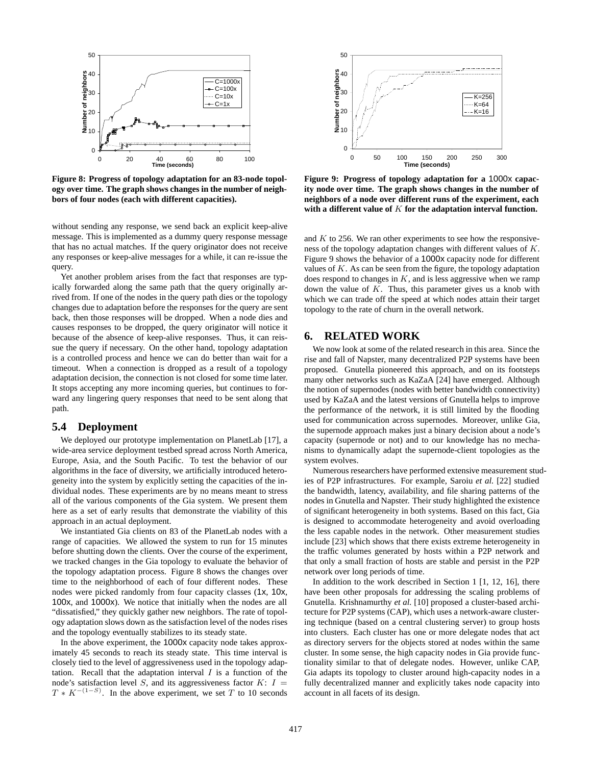50
40
30
20
10
0
Number of neighbors
0 20 40 60 80 100
Time (seconds)
C=1000x
C=100x
C=10x
C=1x

**Figure 8: Progress of topology adaptation for an 83-node topology over time. The graph shows changes in the number of neighbors of four nodes (each with different capacities).**

50
40
30
20
10
0
Number of neighbors
0 50 100 150 200 250 300
Time (seconds)
K=256
K=64
K=16

**Figure 9: Progress of topology adaptation for a 1000x capacity node over time. The graph shows changes in the number of neighbors of a node over different runs of the experiment, each with a different value of $K$ for the adaptation interval function.**

without sending any response, we send back an explicit keep-alive message. This is implemented as a dummy query response message that has no actual matches. If the query originator does not receive any responses or keep-alive messages for a while, it can re-issue the query.

Yet another problem arises from the fact that responses are typically forwarded along the same path that the query originally arrived from. If one of the nodes in the query path dies or the topology changes due to adaptation before the responses for the query are sent back, then those responses will be dropped. When a node dies and causes responses to be dropped, the query originator will notice it because of the absence of keep-alive responses. Thus, it can reissue the query if necessary. On the other hand, topology adaptation is a controlled process and hence we can do better than wait for a timeout. When a connection is dropped as a result of a topology adaptation decision, the connection is not closed for some time later. It stops accepting any more incoming queries, but continues to forward any lingering query responses that need to be sent along that path.

## 5.4 Deployment

We deployed our prototype implementation on PlanetLab [17], a wide-area service deployment testbed spread across North America, Europe, Asia, and the South Pacific. To test the behavior of our algorithms in the face of diversity, we artificially introduced heterogeneity into the system by explicitly setting the capacities of the individual nodes. These experiments are by no means meant to stress all of the various components of the Gia system. We present them here as a set of early results that demonstrate the viability of this approach in an actual deployment.

We instantiated Gia clients on 83 of the PlanetLab nodes with a range of capacities. We allowed the system to run for 15 minutes before shutting down the clients. Over the course of the experiment, we tracked changes in the Gia topology to evaluate the behavior of the topology adaptation process. Figure 8 shows the changes over time to the neighborhood of each of four different nodes. These nodes were picked randomly from four capacity classes (1x, 10x, 100x, and 1000x). We notice that initially when the nodes are all "dissatisfied," they quickly gather new neighbors. The rate of topology adaptation slows down as the satisfaction level of the nodes rises and the topology eventually stabilizes to its steady state.

In the above experiment, the 1000x capacity node takes approximately 45 seconds to reach its steady state. This time interval is closely tied to the level of aggressiveness used in the topology adaptation. Recall that the adaptation interval $I$ is a function of the node's satisfaction level $S$, and its aggressiveness factor $K$: $I = T * K^{-(1-S)}$. In the above experiment, we set $T$ to 10 seconds and $K$ to 256. We ran other experiments to see how the responsiveness of the topology adaptation changes with different values of $K$. Figure 9 shows the behavior of a 1000x capacity node for different values of $K$. As can be seen from the figure, the topology adaptation does respond to changes in $K$, and is less aggressive when we ramp down the value of $K$. Thus, this parameter gives us a knob with which we can trade off the speed at which nodes attain their target topology to the rate of churn in the overall network.

# 6. RELATED WORK

We now look at some of the related research in this area. Since the rise and fall of Napster, many decentralized P2P systems have been proposed. Gnutella pioneered this approach, and on its footsteps many other networks such as KaZaA [24] have emerged. Although the notion of supernodes (nodes with better bandwidth connectivity) used by KaZaA and the latest versions of Gnutella helps to improve the performance of the network, it is still limited by the flooding used for communication across supernodes. Moreover, unlike Gia, the supernode approach makes just a binary decision about a node's capacity (supernode or not) and to our knowledge has no mechanisms to dynamically adapt the supernode-client topologies as the system evolves.

Numerous researchers have performed extensive measurement studies of P2P infrastructures. For example, Saroiu *et al.* [22] studied the bandwidth, latency, availability, and file sharing patterns of the nodes in Gnutella and Napster. Their study highlighted the existence of significant heterogeneity in both systems. Based on this fact, Gia is designed to accommodate heterogeneity and avoid overloading the less capable nodes in the network. Other measurement studies include [23] which shows that there exists extreme heterogeneity in the traffic volumes generated by hosts within a P2P network and that only a small fraction of hosts are stable and persist in the P2P network over long periods of time.

In addition to the work described in Section 1 [1, 12, 16], there have been other proposals for addressing the scaling problems of Gnutella. Krishnamurthy *et al.* [10] proposed a cluster-based architecture for P2P systems (CAP), which uses a network-aware clustering technique (based on a central clustering server) to group hosts into clusters. Each cluster has one or more delegate nodes that act as directory servers for the objects stored at nodes within the same cluster. In some sense, the high capacity nodes in Gia provide functionality similar to that of delegate nodes. However, unlike CAP, Gia adapts its topology to cluster around high-capacity nodes in a fully decentralized manner and explicitly takes node capacity into account in all facets of its design.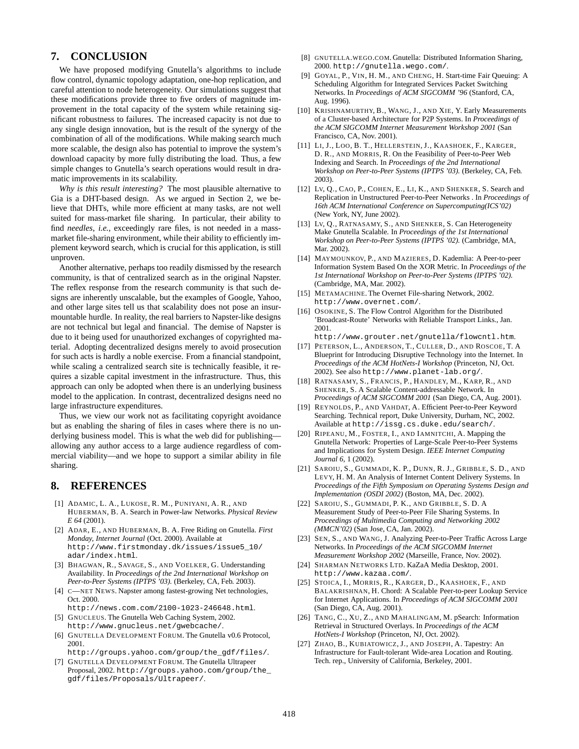## 7. CONCLUSION

We have proposed modifying Gnutella's algorithms to include flow control, dynamic topology adaptation, one-hop replication, and careful attention to node heterogeneity. Our simulations suggest that these modifications provide three to five orders of magnitude improvement in the total capacity of the system while retaining significant robustness to failures. The increased capacity is not due to any single design innovation, but is the result of the synergy of the combination of all of the modifications. While making search much more scalable, the design also has potential to improve the system's download capacity by more fully distributing the load. Thus, a few simple changes to Gnutella's search operations would result in dramatic improvements in its scalability.

*Why is this result interesting?* The most plausible alternative to Gia is a DHT-based design. As we argued in Section 2, we believe that DHTs, while more efficient at many tasks, are not well suited for mass-market file sharing. In particular, their ability to find *needles*, *i.e.,* exceedingly rare files, is not needed in a mass-market file-sharing environment, while their ability to efficiently implement keyword search, which is crucial for this application, is still unproven.

Another alternative, perhaps too readily dismissed by the research community, is that of centralized search as in the original Napster. The reflex response from the research community is that such designs are inherently unscalable, but the examples of Google, Yahoo, and other large sites tell us that scalability does not pose an insurmountable hurdle. In reality, the real barriers to Napster-like designs are not technical but legal and financial. The demise of Napster is due to it being used for unauthorized exchanges of copyrighted material. Adopting decentralized designs merely to avoid prosecution for such acts is hardly a noble exercise. From a financial standpoint, while scaling a centralized search site is technically feasible, it requires a sizable capital investment in the infrastructure. Thus, this approach can only be adopted when there is an underlying business model to the application. In contrast, decentralized designs need no large infrastructure expenditures.

Thus, we view our work not as facilitating copyright avoidance but as enabling the sharing of files in cases where there is no underlying business model. This is what the web did for publishing—allowing any author access to a large audience regardless of commercial viability—and we hope to support a similar ability in file sharing.

## 8. REFERENCES

[1] Adamic, L. A., Lukose, R. M., Puniyani, A. R., and Huberman, B. A. Search in Power-law Networks. *Physical Review E 64* (2001).

[2] Adar, E., and Huberman, B. A. Free Riding on Gnutella. *First Monday, Internet Journal* (Oct. 2000). Available at http://www.firstmonday.dk/issues/issue5_10/adar/index.html.

[3] Bhagwan, R., Savage, S., and Voelker, G. Understanding Availability. In *Proceedings of the 2nd International Workshop on Peer-to-Peer Systems (IPTPS '03).* (Berkeley, CA, Feb. 2003).

[4] C—net News. Napster among fastest-growing Net technologies, Oct. 2000. http://news.com.com/2100-1023-246648.html.

[5] Gnucleus. The Gnutella Web Caching System, 2002. http://www.gnucleus.net/gwebcache/.

[6] Gnutella Development Forum. The Gnutella v0.6 Protocol, 2001. http://groups.yahoo.com/group/the_gdf/files/.

[7] Gnutella Development Forum. The Gnutella Ultrapeer Proposal, 2002. http://groups.yahoo.com/group/the_gdf/files/Proposals/Ultrapeer/.

[8] gnutella.wego.com. Gnutella: Distributed Information Sharing, 2000. http://gnutella.wego.com/.

[9] Goyal, P., Vin, H. M., and Cheng, H. Start-time Fair Queuing: A Scheduling Algorithm for Integrated Services Packet Switching Networks. In *Proceedings of ACM SIGCOMM '96* (Stanford, CA, Aug. 1996).

[10] Krishnamurthy, B., Wang, J., and Xie, Y. Early Measurements of a Cluster-based Architecture for P2P Systems. In *Proceedings of the ACM SIGCOMM Internet Measurement Workshop 2001* (San Francisco, CA, Nov. 2001).

[11] Li, J., Loo, B. T., Hellerstein, J., Kaashoek, F., Karger, D. R., and Morris, R. On the Feasibility of Peer-to-Peer Web Indexing and Search. In *Proceedings of the 2nd International Workshop on Peer-to-Peer Systems (IPTPS '03).* (Berkeley, CA, Feb. 2003).

[12] Lv, Q., Cao, P., Cohen, E., Li, K., and Shenker, S. Search and Replication in Unstructured Peer-to-Peer Networks . In *Proceedings of 16th ACM International Conference on Supercomputing(ICS'02)* (New York, NY, June 2002).

[13] Lv, Q., Ratnasamy, S., and Shenker, S. Can Heterogeneity Make Gnutella Scalable. In *Proceedings of the 1st International Workshop on Peer-to-Peer Systems (IPTPS '02).* (Cambridge, MA, Mar. 2002).

[14] Maymounkov, P., and Mazieres, D. Kademlia: A Peer-to-peer Information System Based On the XOR Metric. In *Proceedings of the 1st International Workshop on Peer-to-Peer Systems (IPTPS '02).* (Cambridge, MA, Mar. 2002).

[15] Metamachine. The Overnet File-sharing Network, 2002. http://www.overnet.com/.

[16] Osokine, S. The Flow Control Algorithm for the Distributed 'Broadcast-Route' Networks with Reliable Transport Links., Jan. 2001. http://www.grouter.net/gnutella/flowcntl.htm.

[17] Peterson, L., Anderson, T., Culler, D., and Roscoe, T. A Blueprint for Introducing Disruptive Technology into the Internet. In *Proceedings of the ACM HotNets-I Workshop* (Princeton, NJ, Oct. 2002). See also http://www.planet-lab.org/.

[18] Ratnasamy, S., Francis, P., Handley, M., Karp, R., and Shenker, S. A Scalable Content-addressable Network. In *Proceedings of ACM SIGCOMM 2001* (San Diego, CA, Aug. 2001).

[19] Reynolds, P., and Vahdat, A. Efficient Peer-to-Peer Keyword Searching. Technical report, Duke University, Durham, NC, 2002. Available at http://issg.cs.duke.edu/search/.

[20] Ripeanu, M., Foster, I., and Iamnitchi, A. Mapping the Gnutella Network: Properties of Large-Scale Peer-to-Peer Systems and Implications for System Design. *IEEE Internet Computing Journal 6*, 1 (2002).

[21] Saroiu, S., Gummadi, K. P., Dunn, R. J., Gribble, S. D., and Levy, H. M. An Analysis of Internet Content Delivery Systems. In *Proceedings of the Fifth Symposium on Operating Systems Design and Implementation (OSDI 2002)* (Boston, MA, Dec. 2002).

[22] Saroiu, S., Gummadi, P. K., and Gribble, S. D. A Measurement Study of Peer-to-Peer File Sharing Systems. In *Proceedings of Multimedia Computing and Networking 2002 (MMCN'02)* (San Jose, CA, Jan. 2002).

[23] Sen, S., and Wang, J. Analyzing Peer-to-Peer Traffic Across Large Networks. In *Proceedings of the ACM SIGCOMM Internet Measurement Workshop 2002* (Marseille, France, Nov. 2002).

[24] Sharman Networks Ltd. KaZaA Media Desktop, 2001. http://www.kazaa.com/.

[25] Stoica, I., Morris, R., Karger, D., Kaashoek, F., and Balakrishnan, H. Chord: A Scalable Peer-to-peer Lookup Service for Internet Applications. In *Proceedings of ACM SIGCOMM 2001* (San Diego, CA, Aug. 2001).

[26] Tang, C., Xu, Z., and Mahalingam, M. pSearch: Information Retrieval in Structured Overlays. In *Proceedings of the ACM HotNets-I Workshop* (Princeton, NJ, Oct. 2002).

[27] Zhao, B., Kubiatowicz, J., and Joseph, A. Tapestry: An Infrastructure for Fault-tolerant Wide-area Location and Routing. Tech. rep., University of California, Berkeley, 2001.